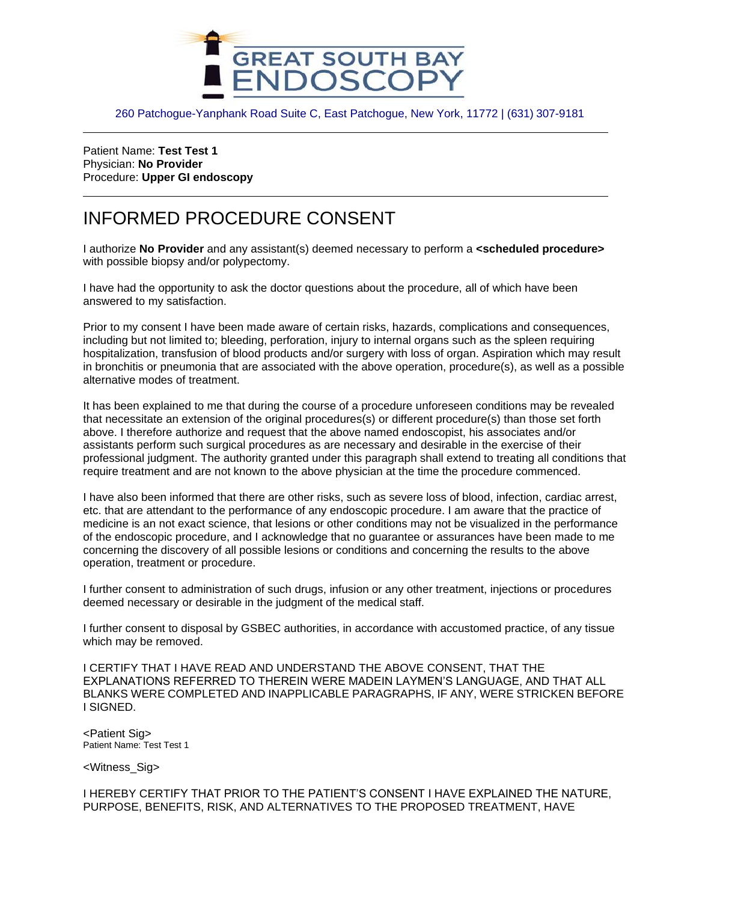GREAT SOUTH BAY ENDOSCOPY

260 Patchogue-Yanphank Road Suite C, East Patchogue, New York, 11772 | (631) 307-9181

---

Patient Name: **Test Test 1**
Physician: **No Provider**
Procedure: **Upper GI endoscopy**

---

# INFORMED PROCEDURE CONSENT

I authorize **No Provider** and any assistant(s) deemed necessary to perform a **<scheduled procedure>** with possible biopsy and/or polypectomy.

I have had the opportunity to ask the doctor questions about the procedure, all of which have been answered to my satisfaction.

Prior to my consent I have been made aware of certain risks, hazards, complications and consequences, including but not limited to; bleeding, perforation, injury to internal organs such as the spleen requiring hospitalization, transfusion of blood products and/or surgery with loss of organ. Aspiration which may result in bronchitis or pneumonia that are associated with the above operation, procedure(s), as well as a possible alternative modes of treatment.

It has been explained to me that during the course of a procedure unforeseen conditions may be revealed that necessitate an extension of the original procedures(s) or different procedure(s) than those set forth above. I therefore authorize and request that the above named endoscopist, his associates and/or assistants perform such surgical procedures as are necessary and desirable in the exercise of their professional judgment. The authority granted under this paragraph shall extend to treating all conditions that require treatment and are not known to the above physician at the time the procedure commenced.

I have also been informed that there are other risks, such as severe loss of blood, infection, cardiac arrest, etc. that are attendant to the performance of any endoscopic procedure. I am aware that the practice of medicine is an not exact science, that lesions or other conditions may not be visualized in the performance of the endoscopic procedure, and I acknowledge that no guarantee or assurances have been made to me concerning the discovery of all possible lesions or conditions and concerning the results to the above operation, treatment or procedure.

I further consent to administration of such drugs, infusion or any other treatment, injections or procedures deemed necessary or desirable in the judgment of the medical staff.

I further consent to disposal by GSBEC authorities, in accordance with accustomed practice, of any tissue which may be removed.

I CERTIFY THAT I HAVE READ AND UNDERSTAND THE ABOVE CONSENT, THAT THE EXPLANATIONS REFERRED TO THEREIN WERE MADEIN LAYMEN'S LANGUAGE, AND THAT ALL BLANKS WERE COMPLETED AND INAPPLICABLE PARAGRAPHS, IF ANY, WERE STRICKEN BEFORE I SIGNED.

<Patient Sig>
Patient Name: Test Test 1

<Witness_Sig>

I HEREBY CERTIFY THAT PRIOR TO THE PATIENT'S CONSENT I HAVE EXPLAINED THE NATURE, PURPOSE, BENEFITS, RISK, AND ALTERNATIVES TO THE PROPOSED TREATMENT, HAVE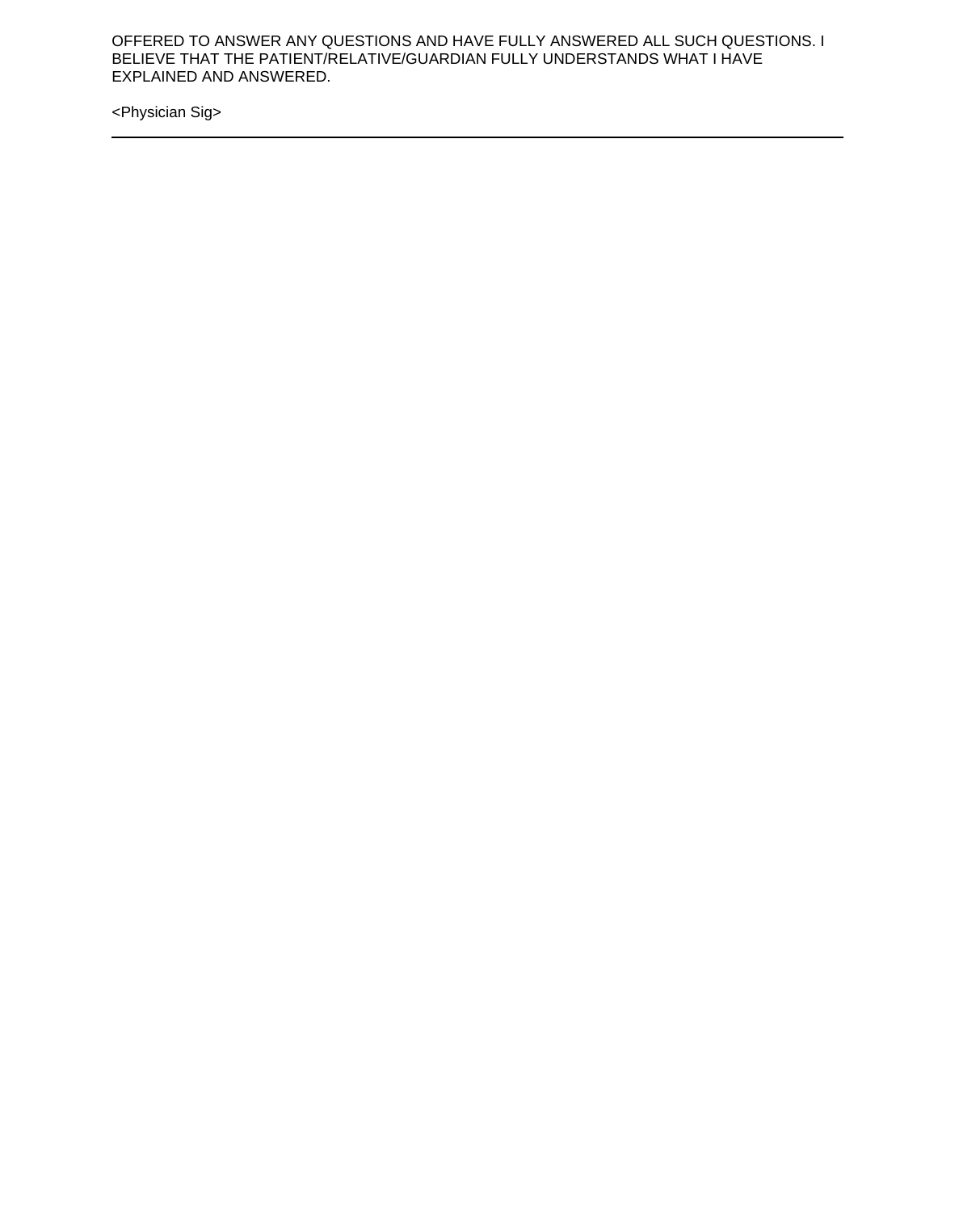OFFERED TO ANSWER ANY QUESTIONS AND HAVE FULLY ANSWERED ALL SUCH QUESTIONS. I BELIEVE THAT THE PATIENT/RELATIVE/GUARDIAN FULLY UNDERSTANDS WHAT I HAVE EXPLAINED AND ANSWERED.

<Physician Sig>

---